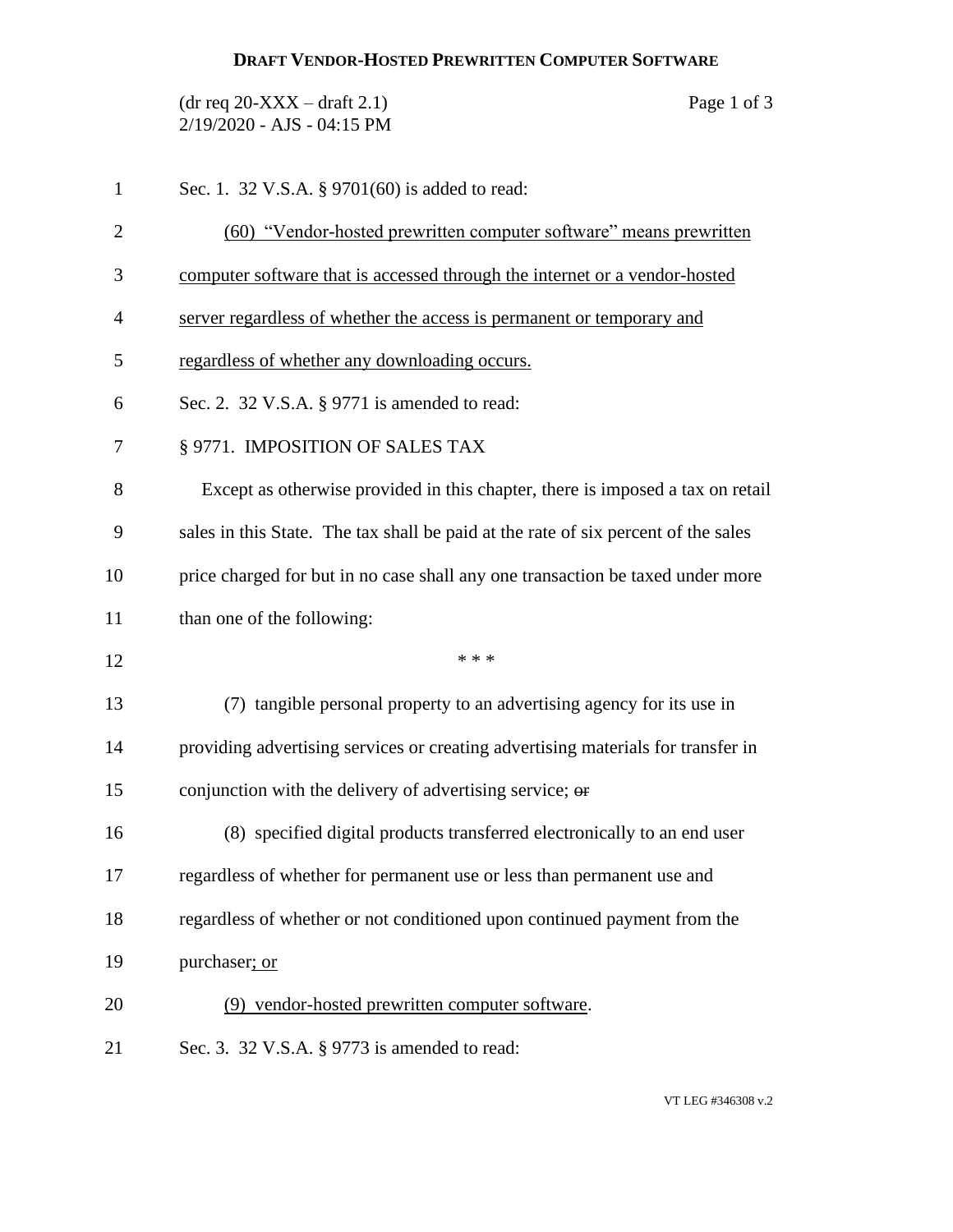**DRAFT VENDOR-HOSTED PREWRITTEN COMPUTER SOFTWARE**

(dr req 20-XXX – draft 2.1)
2/19/2020 - AJS - 04:15 PM

Sec. 1. 32 V.S.A. § 9701(60) is added to read:

(60) "Vendor-hosted prewritten computer software" means prewritten computer software that is accessed through the internet or a vendor-hosted server regardless of whether the access is permanent or temporary and regardless of whether any downloading occurs.

Sec. 2. 32 V.S.A. § 9771 is amended to read:

§ 9771. IMPOSITION OF SALES TAX

Except as otherwise provided in this chapter, there is imposed a tax on retail sales in this State. The tax shall be paid at the rate of six percent of the sales price charged for but in no case shall any one transaction be taxed under more than one of the following:

\* \* \*

(7) tangible personal property to an advertising agency for its use in providing advertising services or creating advertising materials for transfer in conjunction with the delivery of advertising service; ~~or~~

(8) specified digital products transferred electronically to an end user regardless of whether for permanent use or less than permanent use and regardless of whether or not conditioned upon continued payment from the purchaser; or

(9) vendor-hosted prewritten computer software.

Sec. 3. 32 V.S.A. § 9773 is amended to read: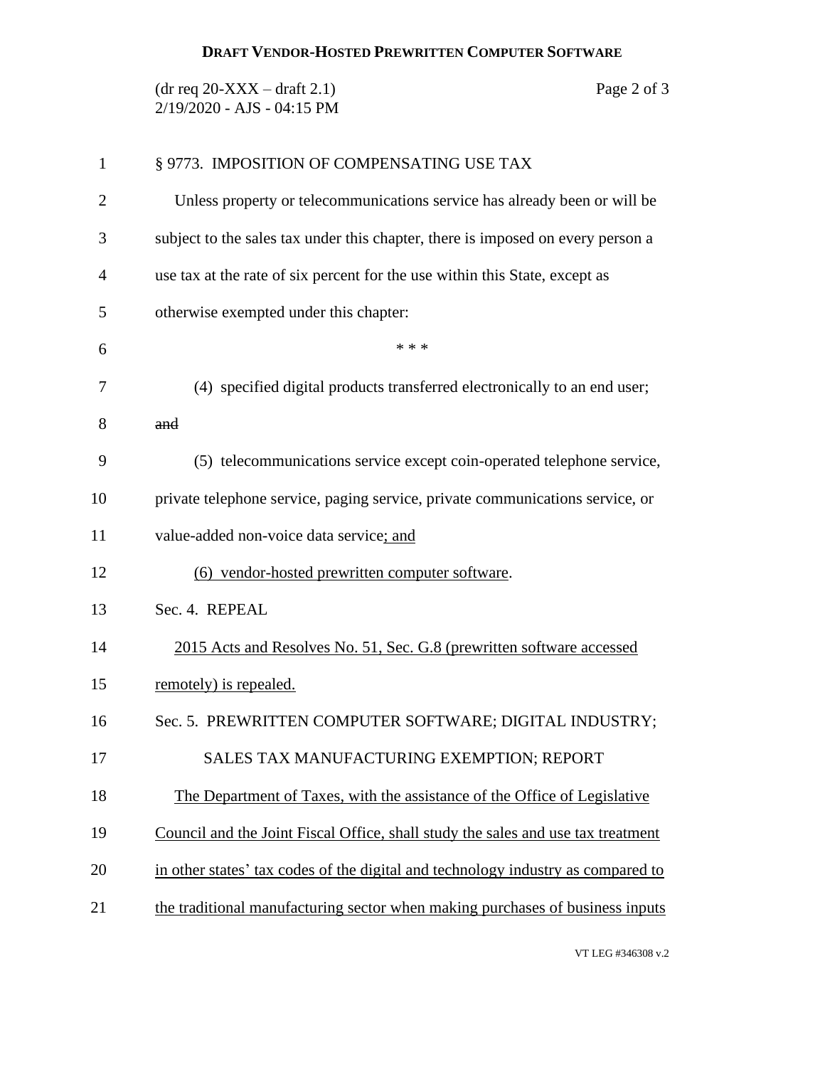§ 9773. IMPOSITION OF COMPENSATING USE TAX

Unless property or telecommunications service has already been or will be subject to the sales tax under this chapter, there is imposed on every person a use tax at the rate of six percent for the use within this State, except as otherwise exempted under this chapter:

\* \* \*

(4) specified digital products transferred electronically to an end user; ~~and~~

(5) telecommunications service except coin-operated telephone service, private telephone service, paging service, private communications service, or value-added non-voice data service<u>; and</u>

<u>(6) vendor-hosted prewritten computer software</u>.

Sec. 4. REPEAL

<u>2015 Acts and Resolves No. 51, Sec. G.8 (prewritten software accessed remotely) is repealed.</u>

Sec. 5. PREWRITTEN COMPUTER SOFTWARE; DIGITAL INDUSTRY; SALES TAX MANUFACTURING EXEMPTION; REPORT

<u>The Department of Taxes, with the assistance of the Office of Legislative Council and the Joint Fiscal Office, shall study the sales and use tax treatment in other states' tax codes of the digital and technology industry as compared to the traditional manufacturing sector when making purchases of business inputs</u>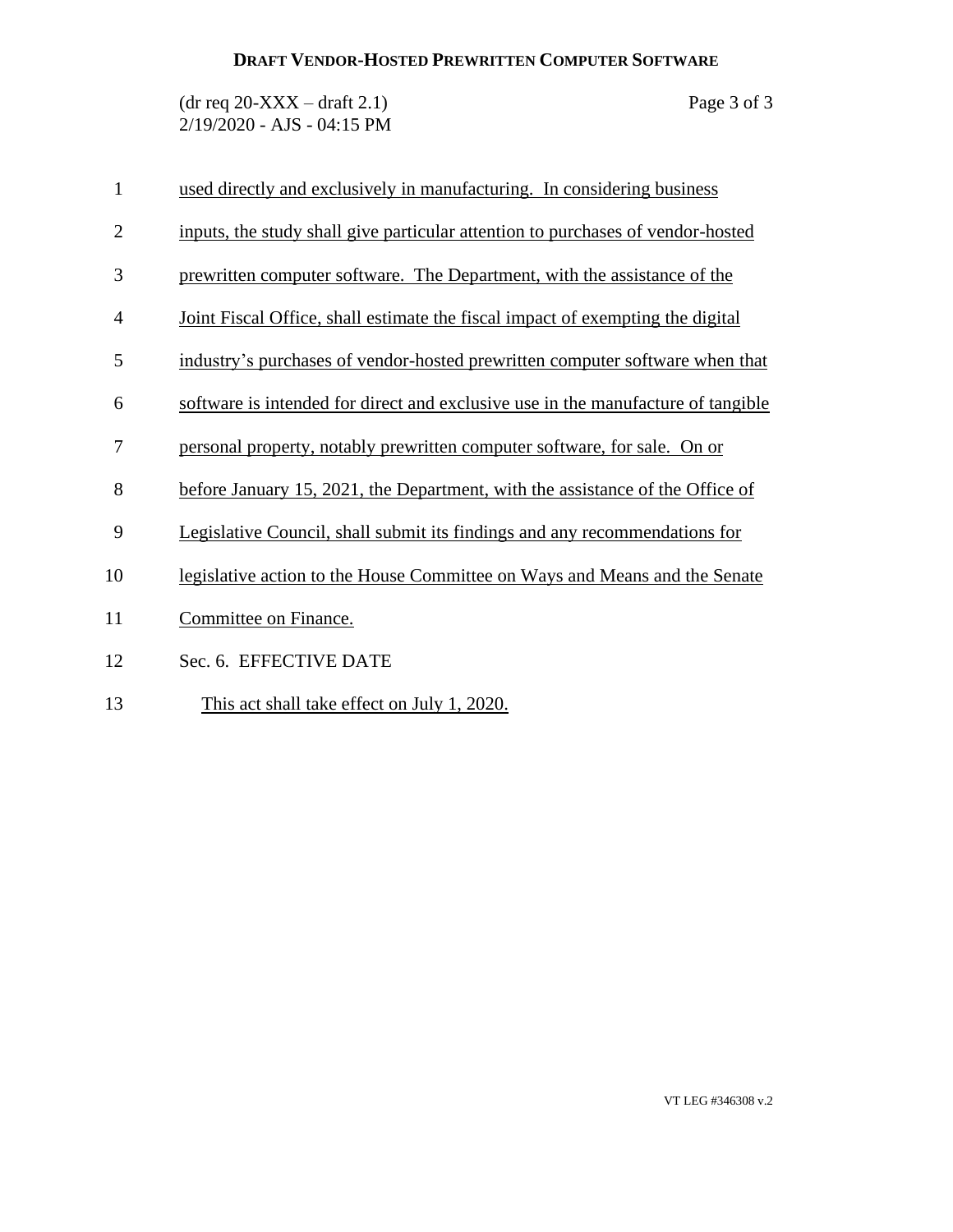used directly and exclusively in manufacturing. In considering business inputs, the study shall give particular attention to purchases of vendor-hosted prewritten computer software. The Department, with the assistance of the Joint Fiscal Office, shall estimate the fiscal impact of exempting the digital industry's purchases of vendor-hosted prewritten computer software when that software is intended for direct and exclusive use in the manufacture of tangible personal property, notably prewritten computer software, for sale. On or before January 15, 2021, the Department, with the assistance of the Office of Legislative Council, shall submit its findings and any recommendations for legislative action to the House Committee on Ways and Means and the Senate Committee on Finance.

Sec. 6. EFFECTIVE DATE

This act shall take effect on July 1, 2020.